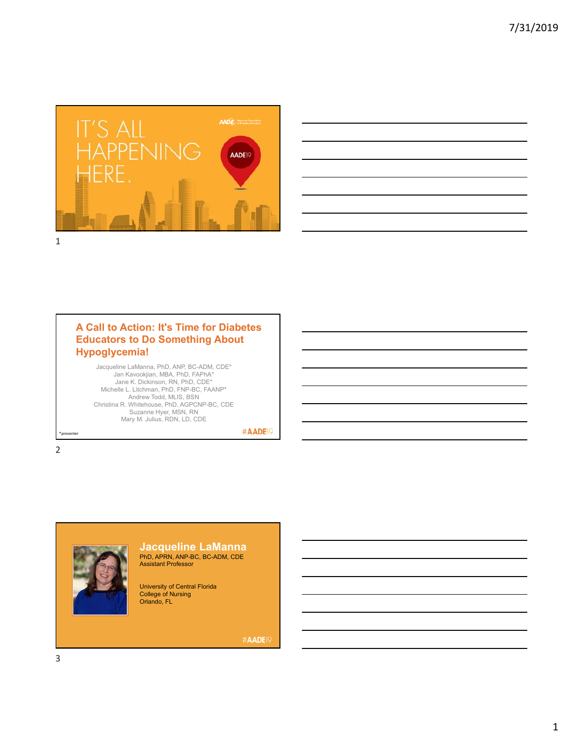IT'S ALL HAPPENING HERE.

AADE19

## A Call to Action: It's Time for Diabetes Educators to Do Something About Hypoglycemia!

Jacqueline LaManna, PhD, ANP, BC-ADM, CDE*
Jan Kavookjian, MBA, PhD, FAPhA*
Jane K. Dickinson, RN, PhD, CDE*
Michelle L. Litchman, PhD, FNP-BC, FAANP*
Andrew Todd, MLIS, BSN
Christina R. Whitehouse, PhD, AGPCNP-BC, CDE
Suzanne Hyer, MSN, RN
Mary M. Julius, RDN, LD, CDE

*presenter

#AADE19

## Jacqueline LaManna

PhD, APRN, ANP-BC, BC-ADM, CDE
Assistant Professor

University of Central Florida
College of Nursing
Orlando, FL

#AADE19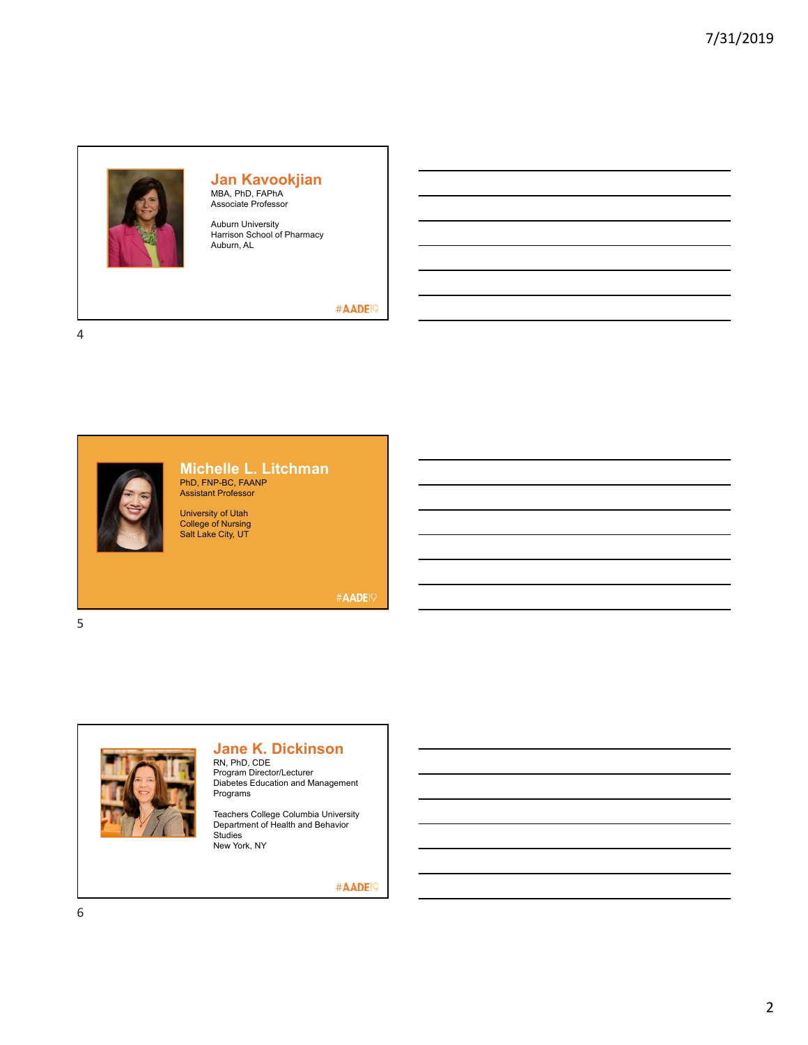## Jan Kavookjian

MBA, PhD, FAPhA
Associate Professor

Auburn University
Harrison School of Pharmacy
Auburn, AL

#AADE19

## Michelle L. Litchman

PhD, FNP-BC, FAANP
Assistant Professor

University of Utah
College of Nursing
Salt Lake City, UT

#AADE19

## Jane K. Dickinson

RN, PhD, CDE
Program Director/Lecturer
Diabetes Education and Management Programs

Teachers College Columbia University
Department of Health and Behavior Studies
New York, NY

#AADE19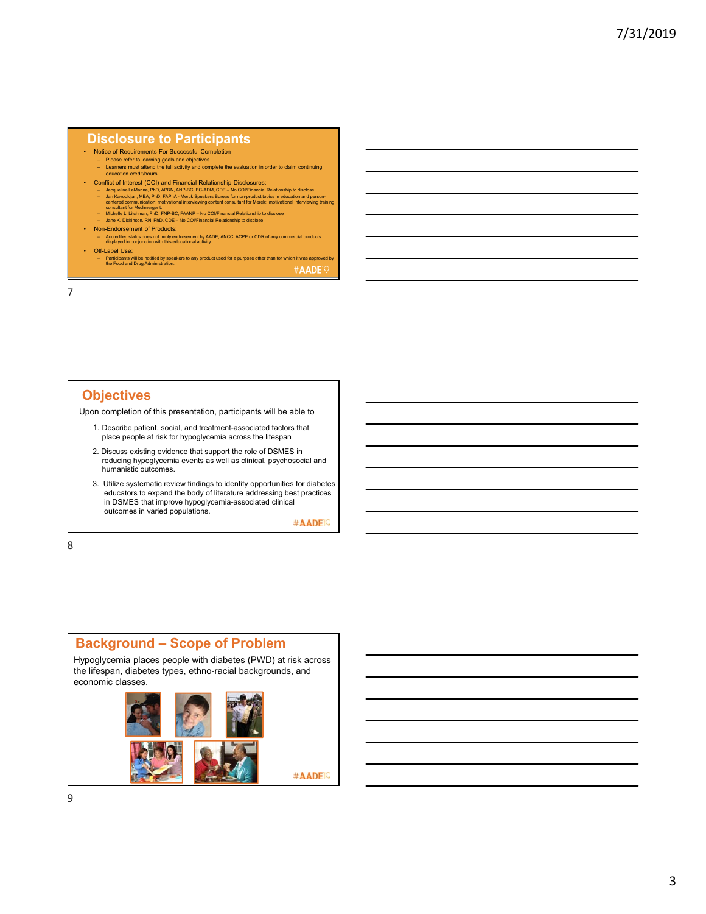## Disclosure to Participants

- Notice of Requirements For Successful Completion
  - Please refer to learning goals and objectives
  - Learners must attend the full activity and complete the evaluation in order to claim continuing education credit/hours
- Conflict of Interest (COI) and Financial Relationship Disclosures:
  - Jacqueline LaManna, PhD, APRN, ANP-BC, BC-ADM, CDE – No COI/Financial Relationship to disclose
  - Jan Kavookjian, MBA, PhD, FAPhA - Merck Speakers Bureau for non-product topics in education and person-centered communication; motivational interviewing content consultant for Merck; motivational interviewing training consultant for Medimergent.
  - Michelle L. Litchman, PhD, FNP-BC, FAANP – No COI/Financial Relationship to disclose
  - Jane K. Dickinson, RN, PhD, CDE – No COI/Financial Relationship to disclose
- Non-Endorsement of Products:
  - Accredited status does not imply endorsement by AADE, ANCC, ACPE or CDR of any commercial products displayed in conjunction with this educational activity
- Off-Label Use:
  - Participants will be notified by speakers to any product used for a purpose other than for which it was approved by the Food and Drug Administration.

#AADE19

## Objectives

Upon completion of this presentation, participants will be able to

1. Describe patient, social, and treatment-associated factors that place people at risk for hypoglycemia across the lifespan
2. Discuss existing evidence that support the role of DSMES in reducing hypoglycemia events as well as clinical, psychosocial and humanistic outcomes.
3. Utilize systematic review findings to identify opportunities for diabetes educators to expand the body of literature addressing best practices in DSMES that improve hypoglycemia-associated clinical outcomes in varied populations.

#AADE19

## Background – Scope of Problem

Hypoglycemia places people with diabetes (PWD) at risk across the lifespan, diabetes types, ethno-racial backgrounds, and economic classes.

#AADE19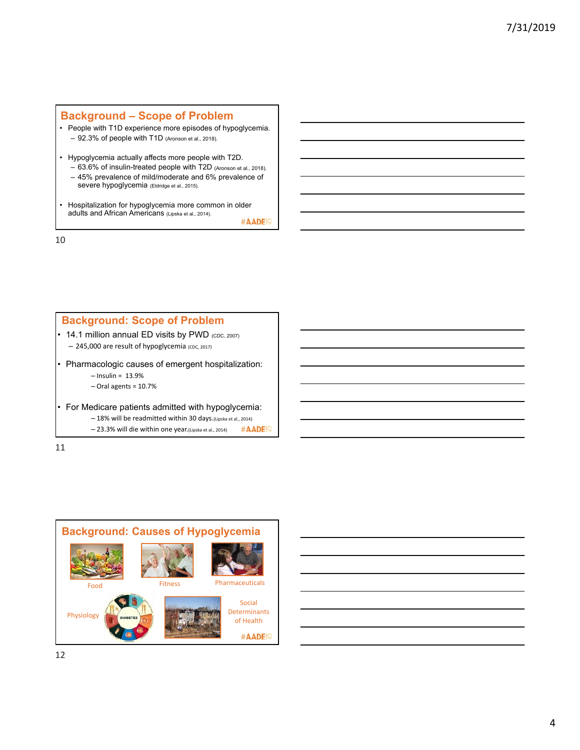## Background – Scope of Problem

- People with T1D experience more episodes of hypoglycemia.
  - 92.3% of people with T1D (Aronson et al., 2018).
- Hypoglycemia actually affects more people with T2D.
  - 63.6% of insulin-treated people with T2D (Aronson et al., 2018).
  - 45% prevalence of mild/moderate and 6% prevalence of severe hypoglycemia (Eldridge et al., 2015).
- Hospitalization for hypoglycemia more common in older adults and African Americans (Lipska et al., 2014).

#AADE19

## Background: Scope of Problem

- 14.1 million annual ED visits by PWD (CDC, 2007)
  - 245,000 are result of hypoglycemia (CDC, 2017)
- Pharmacologic causes of emergent hospitalization:
  - Insulin = 13.9%
  - Oral agents = 10.7%
- For Medicare patients admitted with hypoglycemia:
  - 18% will be readmitted within 30 days. (Lipska et al., 2014)
  - 23.3% will die within one year. (Lipska et al., 2014)

#AADE19

## Background: Causes of Hypoglycemia

Food

Fitness

Pharmaceuticals

Physiology

Social Determinants of Health

#AADE19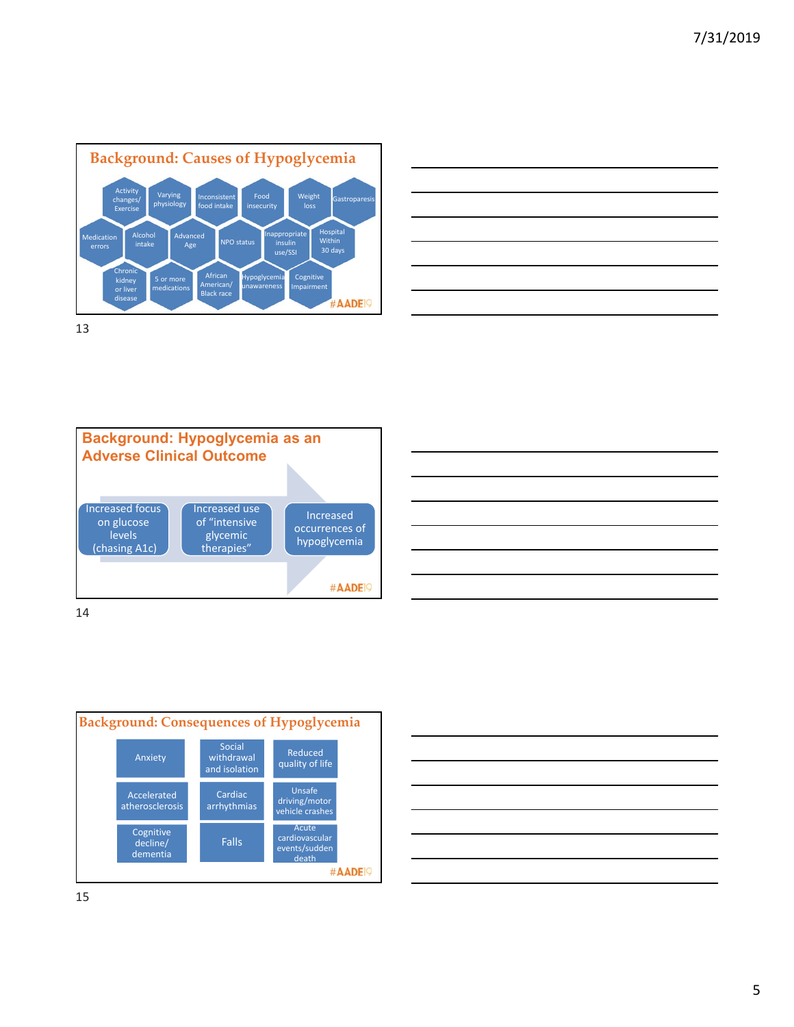## Background: Causes of Hypoglycemia

- Activity changes/ Exercise
- Varying physiology
- Inconsistent food intake
- Food insecurity
- Weight loss
- Gastroparesis
- Medication errors
- Alcohol intake
- Advanced Age
- NPO status
- Inappropriate insulin use/SSI
- Hospital Within 30 days
- Chronic kidney or liver disease
- 5 or more medications
- African American/ Black race
- Hypoglycemia unawareness
- Cognitive Impairment

#AADE19

13

## Background: Hypoglycemia as an Adverse Clinical Outcome

Increased focus on glucose levels (chasing A1c) → Increased use of "intensive glycemic therapies" → Increased occurrences of hypoglycemia

#AADE19

14

## Background: Consequences of Hypoglycemia

| | | |
|---|---|---|
| Anxiety | Social withdrawal and isolation | Reduced quality of life |
| Accelerated atherosclerosis | Cardiac arrhythmias | Unsafe driving/motor vehicle crashes |
| Cognitive decline/ dementia | Falls | Acute cardiovascular events/sudden death |

#AADE19

15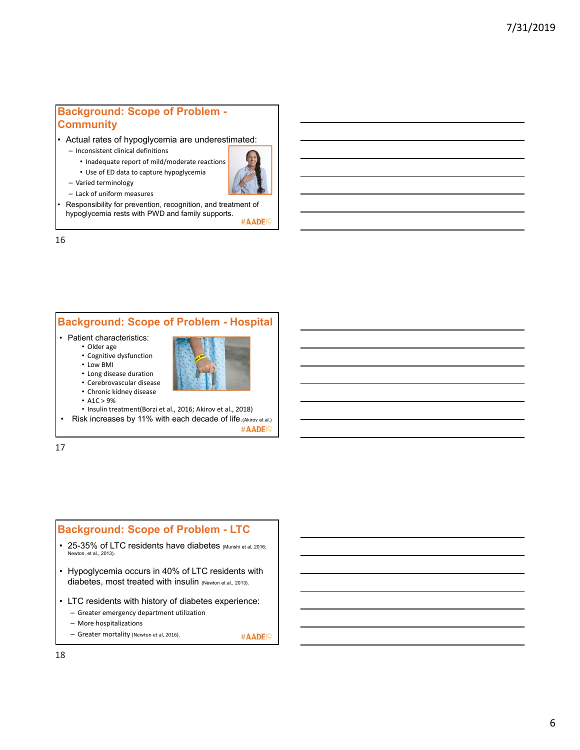## Background: Scope of Problem - Community

- Actual rates of hypoglycemia are underestimated:
  - Inconsistent clinical definitions
    - Inadequate report of mild/moderate reactions
    - Use of ED data to capture hypoglycemia
  - Varied terminology
  - Lack of uniform measures
- Responsibility for prevention, recognition, and treatment of hypoglycemia rests with PWD and family supports.

#AADE19

## Background: Scope of Problem - Hospital

- Patient characteristics:
  - Older age
  - Cognitive dysfunction
  - Low BMI
  - Long disease duration
  - Cerebrovascular disease
  - Chronic kidney disease
  - A1C > 9%
  - Insulin treatment(Borzi et al., 2016; Akirov et al., 2018)
- Risk increases by 11% with each decade of life.(Akirov et al.)

#AADE19

## Background: Scope of Problem - LTC

- 25-35% of LTC residents have diabetes (Munshi et al, 2016; Newton, et al., 2013).
- Hypoglycemia occurs in 40% of LTC residents with diabetes, most treated with insulin (Newton et al., 2013).
- LTC residents with history of diabetes experience:
  - Greater emergency department utilization
  - More hospitalizations
  - Greater mortality (Newton et al, 2016).

#AADE19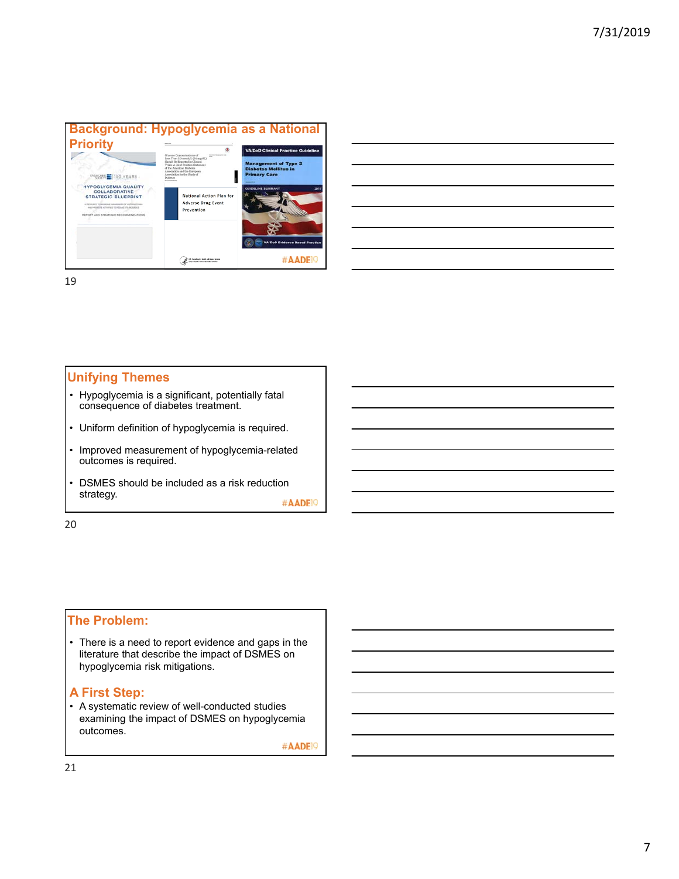## Background: Hypoglycemia as a National Priority

HYPOGLYCEMIA QUALITY COLLABORATIVE STRATEGIC BLUEPRINT

National Action Plan for Adverse Drug Event Prevention

VA/DoD Clinical Practice Guideline

Management of Type 2 Diabetes Mellitus in Primary Care

GUIDELINE SUMMARY 2017

#AADE19

## Unifying Themes

- Hypoglycemia is a significant, potentially fatal consequence of diabetes treatment.
- Uniform definition of hypoglycemia is required.
- Improved measurement of hypoglycemia-related outcomes is required.
- DSMES should be included as a risk reduction strategy.

#AADE19

## The Problem:

- There is a need to report evidence and gaps in the literature that describe the impact of DSMES on hypoglycemia risk mitigations.

## A First Step:

- A systematic review of well-conducted studies examining the impact of DSMES on hypoglycemia outcomes.

#AADE19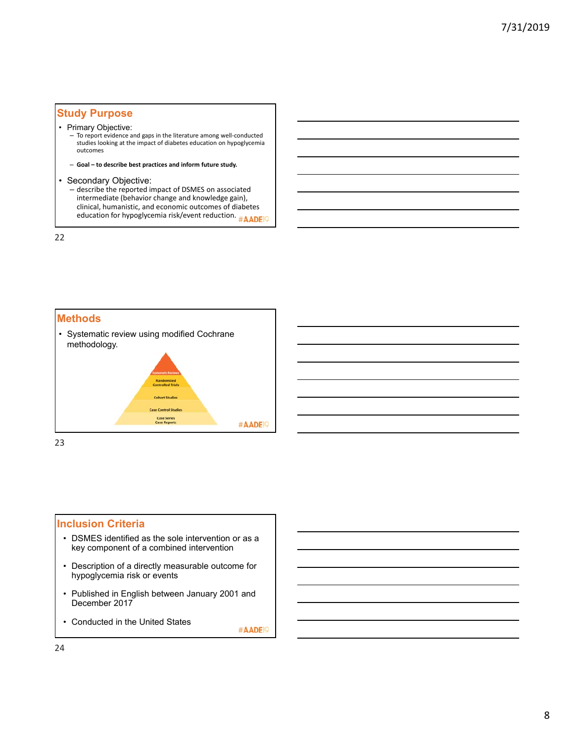## Study Purpose

- Primary Objective:
  - To report evidence and gaps in the literature among well-conducted studies looking at the impact of diabetes education on hypoglycemia outcomes
  - **Goal – to describe best practices and inform future study.**
- Secondary Objective:
  - describe the reported impact of DSMES on associated intermediate (behavior change and knowledge gain), clinical, humanistic, and economic outcomes of diabetes education for hypoglycemia risk/event reduction.

#AADE19

## Methods

- Systematic review using modified Cochrane methodology.

Systematic Reviews
Randomized Controlled Trials
Cohort Studies
Case Control Studies
Case Series
Case Reports

#AADE19

## Inclusion Criteria

- DSMES identified as the sole intervention or as a key component of a combined intervention
- Description of a directly measurable outcome for hypoglycemia risk or events
- Published in English between January 2001 and December 2017
- Conducted in the United States

#AADE19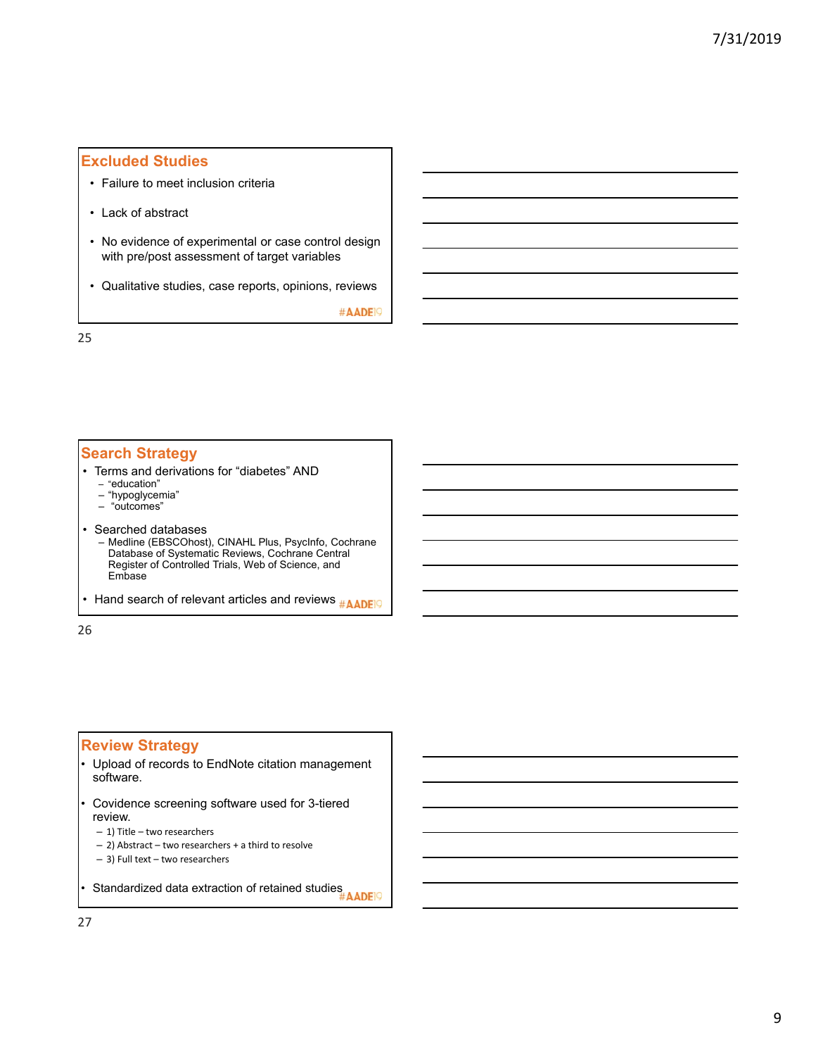## Excluded Studies

- Failure to meet inclusion criteria
- Lack of abstract
- No evidence of experimental or case control design with pre/post assessment of target variables
- Qualitative studies, case reports, opinions, reviews

#AADE19

## Search Strategy

- Terms and derivations for "diabetes" AND
  - "education"
  - "hypoglycemia"
  - "outcomes"
- Searched databases
  - Medline (EBSCOhost), CINAHL Plus, PsycInfo, Cochrane Database of Systematic Reviews, Cochrane Central Register of Controlled Trials, Web of Science, and Embase
- Hand search of relevant articles and reviews

#AADE19

## Review Strategy

- Upload of records to EndNote citation management software.
- Covidence screening software used for 3-tiered review.
  - 1) Title – two researchers
  - 2) Abstract – two researchers + a third to resolve
  - 3) Full text – two researchers
- Standardized data extraction of retained studies

#AADE19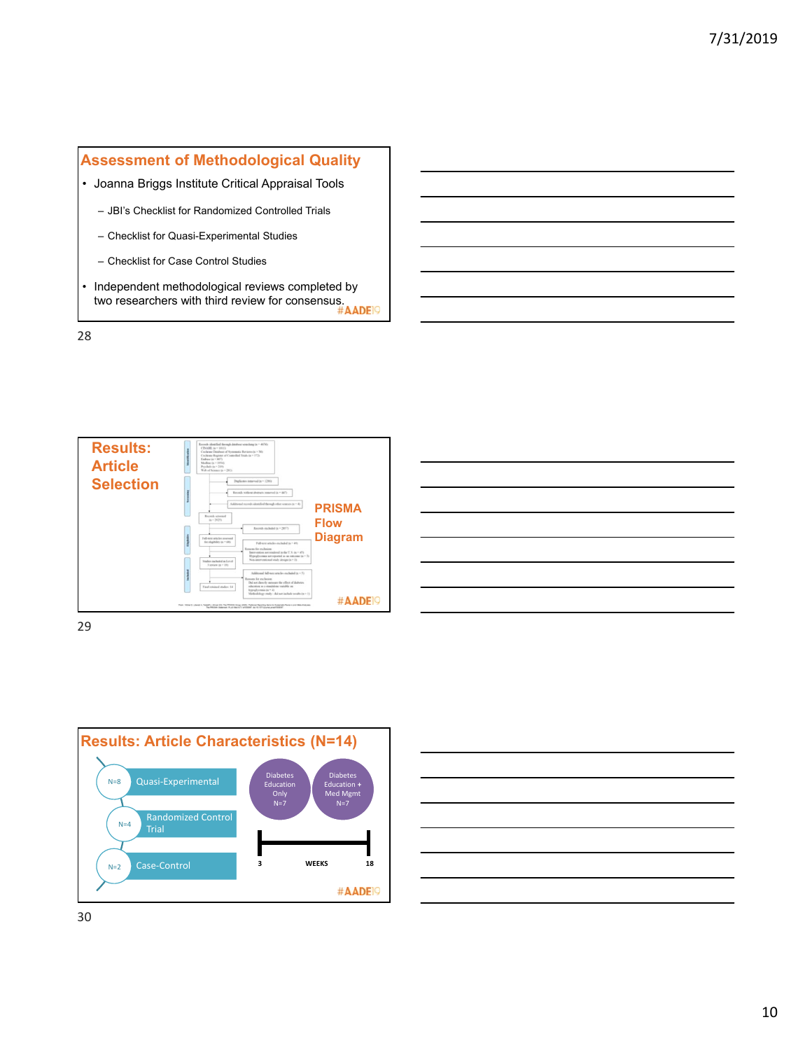## Assessment of Methodological Quality

- Joanna Briggs Institute Critical Appraisal Tools
  - JBI's Checklist for Randomized Controlled Trials
  - Checklist for Quasi-Experimental Studies
  - Checklist for Case Control Studies
- Independent methodological reviews completed by two researchers with third review for consensus.

#AADE19

## Results: Article Selection

PRISMA Flow Diagram

#AADE19

## Results: Article Characteristics (N=14)

- N=8 Quasi-Experimental
- N=4 Randomized Control Trial
- N=2 Case-Control

Diabetes Education Only N=7

Diabetes Education + Med Mgmt N=7

3 WEEKS 18

#AADE19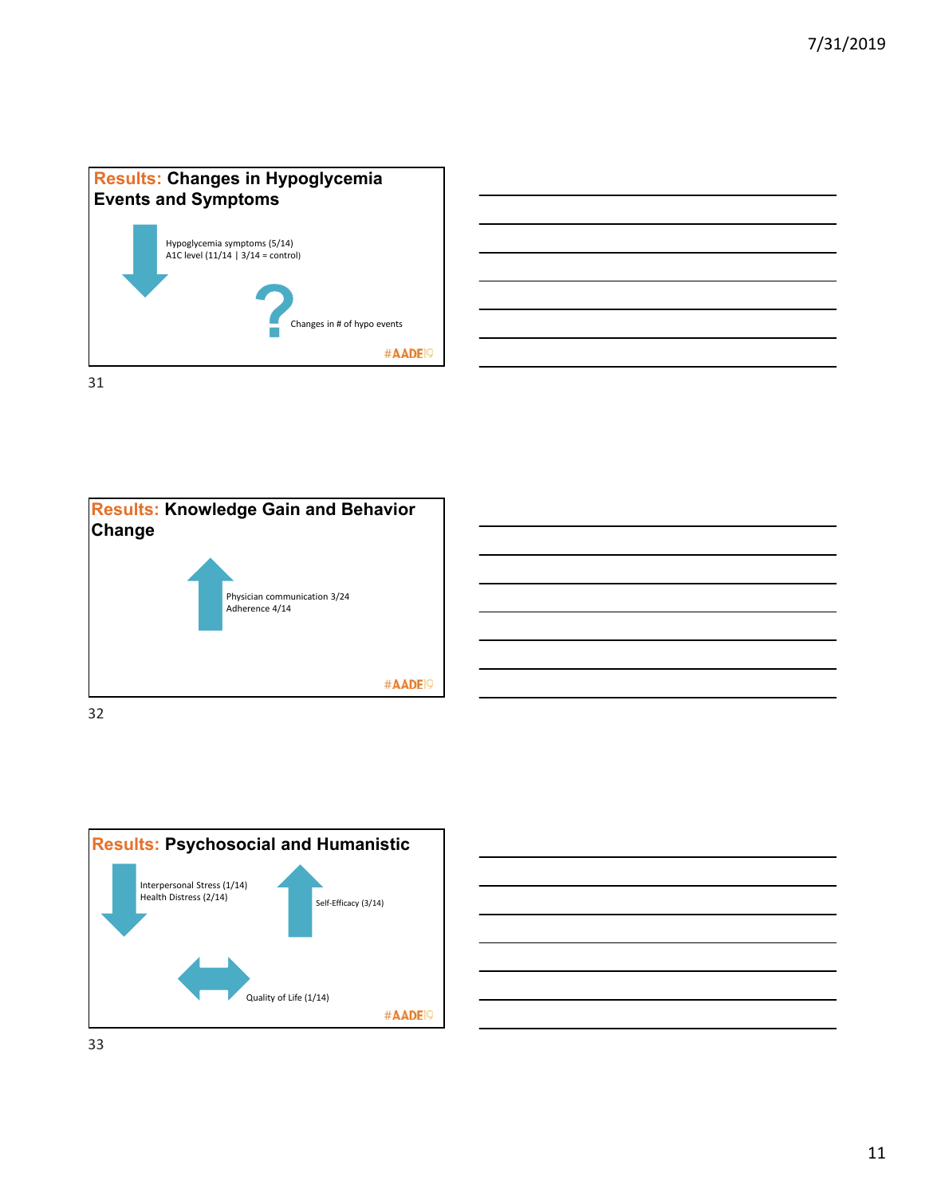## Results: Changes in Hypoglycemia Events and Symptoms

- Hypoglycemia symptoms (5/14)
- A1C level (11/14 | 3/14 = control)

?

- Changes in # of hypo events

#AADE19

## Results: Knowledge Gain and Behavior Change

- Physician communication 3/24
- Adherence 4/14

#AADE19

## Results: Psychosocial and Humanistic

- Interpersonal Stress (1/14)
- Health Distress (2/14)

- Self-Efficacy (3/14)

- Quality of Life (1/14)

#AADE19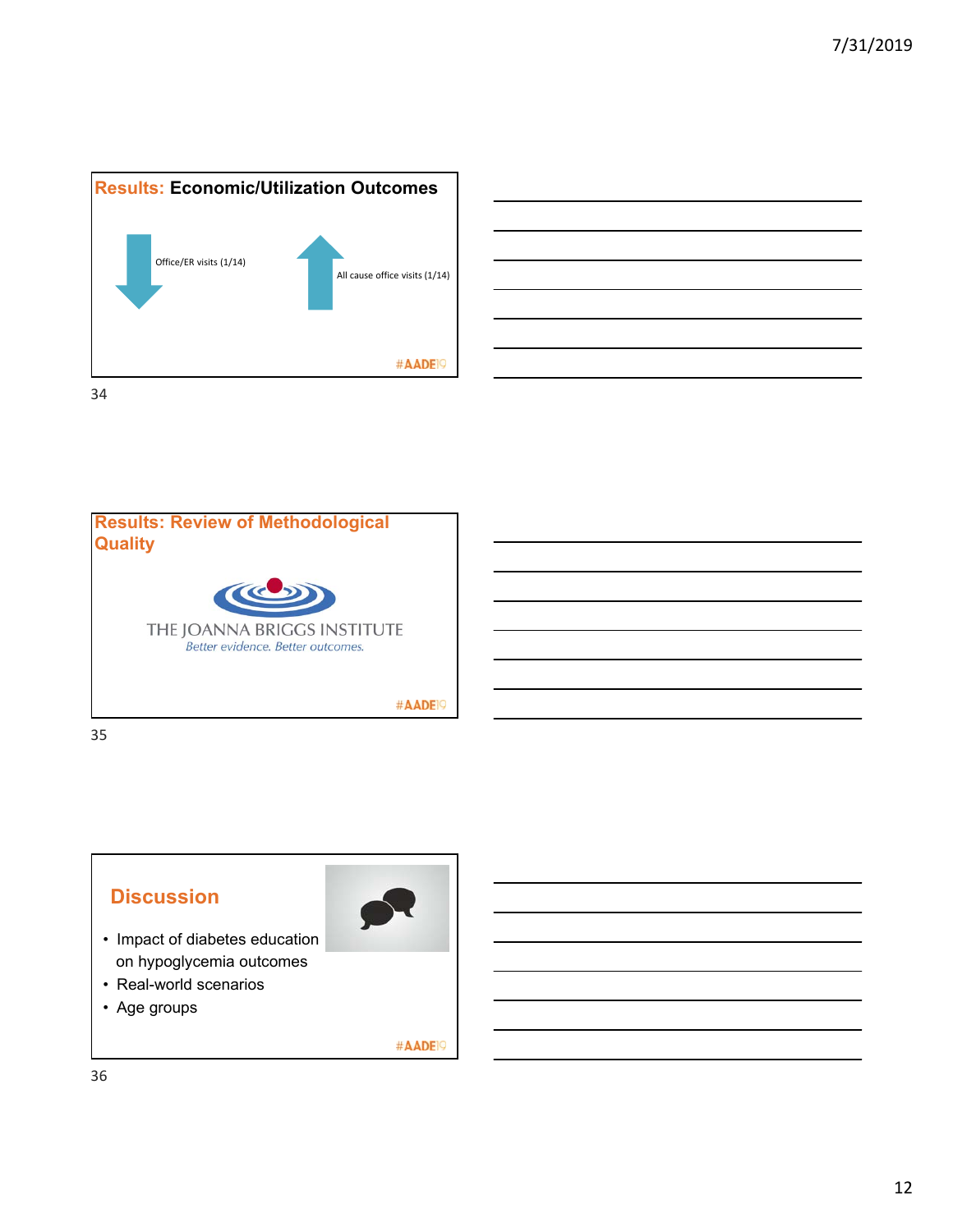## Results: Economic/Utilization Outcomes

Office/ER visits (1/14)

All cause office visits (1/14)

#AADE19

## Results: Review of Methodological Quality

THE JOANNA BRIGGS INSTITUTE

*Better evidence. Better outcomes.*

#AADE19

## Discussion

- Impact of diabetes education on hypoglycemia outcomes
- Real-world scenarios
- Age groups

#AADE19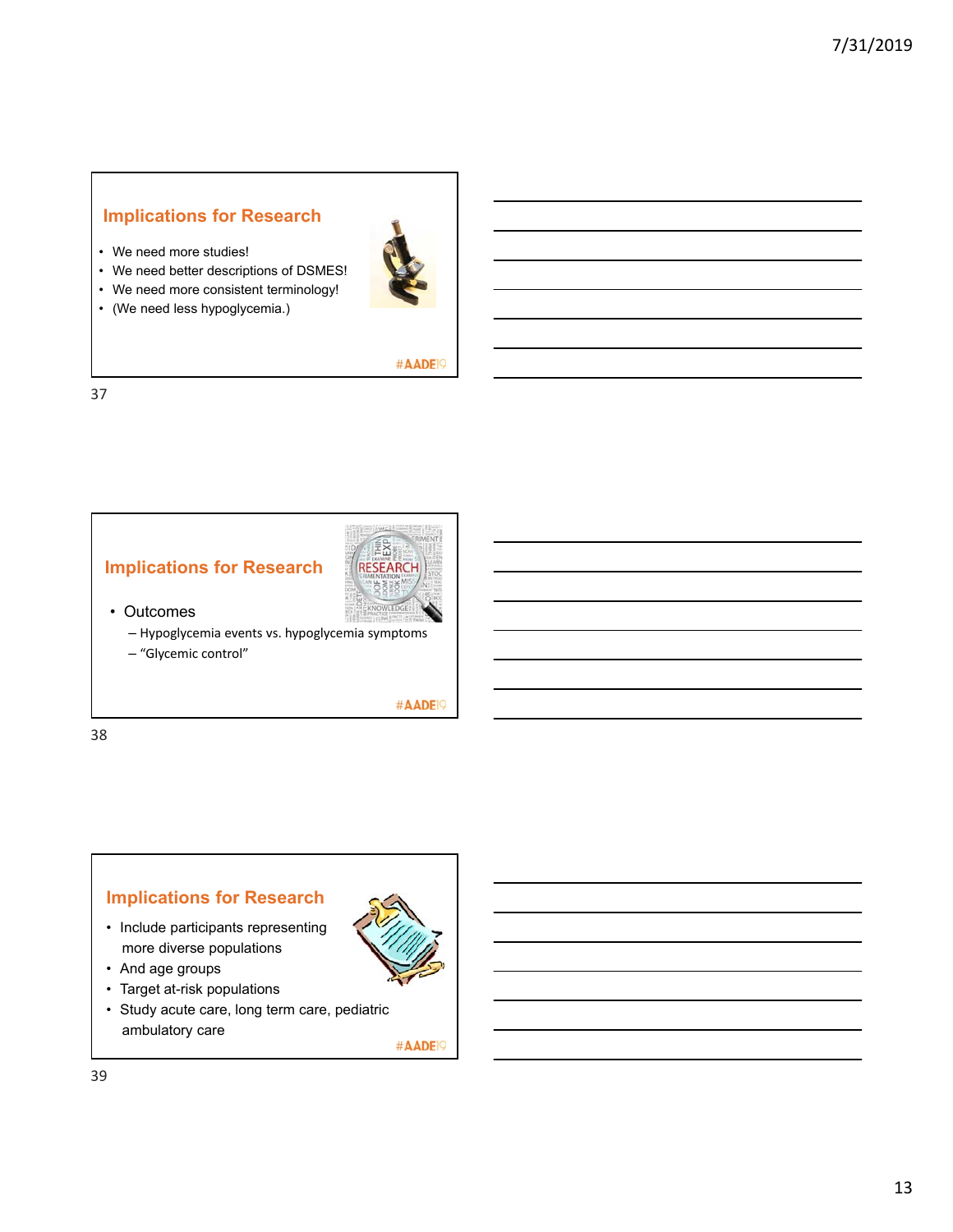## Implications for Research

- We need more studies!
- We need better descriptions of DSMES!
- We need more consistent terminology!
- (We need less hypoglycemia.)

#AADE19

## Implications for Research

- Outcomes
  - Hypoglycemia events vs. hypoglycemia symptoms
  - "Glycemic control"

#AADE19

## Implications for Research

- Include participants representing more diverse populations
- And age groups
- Target at-risk populations
- Study acute care, long term care, pediatric ambulatory care

#AADE19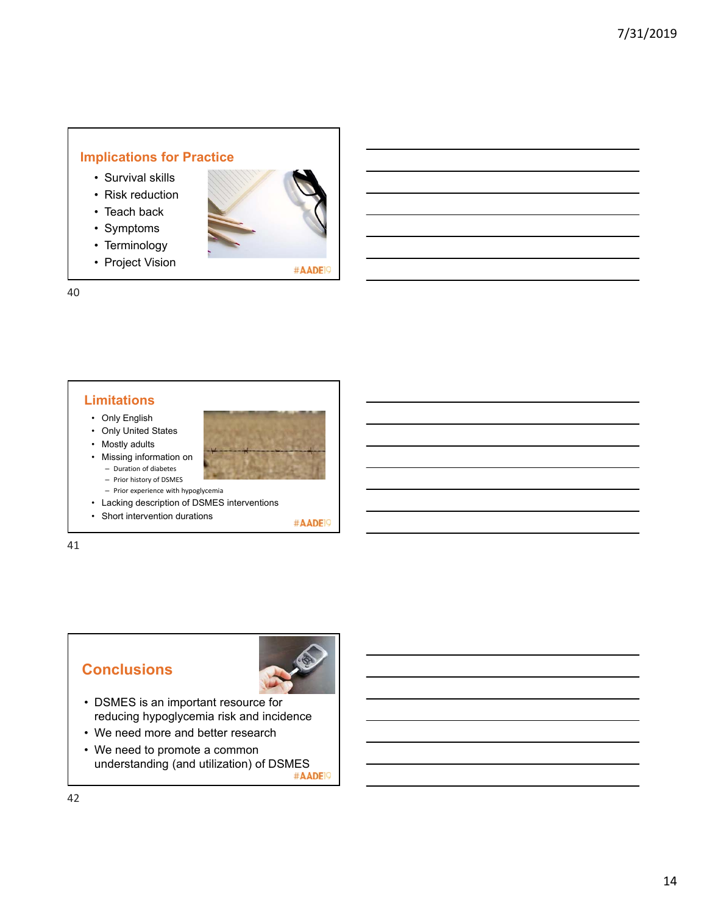## Implications for Practice

- Survival skills
- Risk reduction
- Teach back
- Symptoms
- Terminology
- Project Vision

#AADE19

## Limitations

- Only English
- Only United States
- Mostly adults
- Missing information on
  - Duration of diabetes
  - Prior history of DSMES
  - Prior experience with hypoglycemia
- Lacking description of DSMES interventions
- Short intervention durations

#AADE19

## Conclusions

- DSMES is an important resource for reducing hypoglycemia risk and incidence
- We need more and better research
- We need to promote a common understanding (and utilization) of DSMES

#AADE19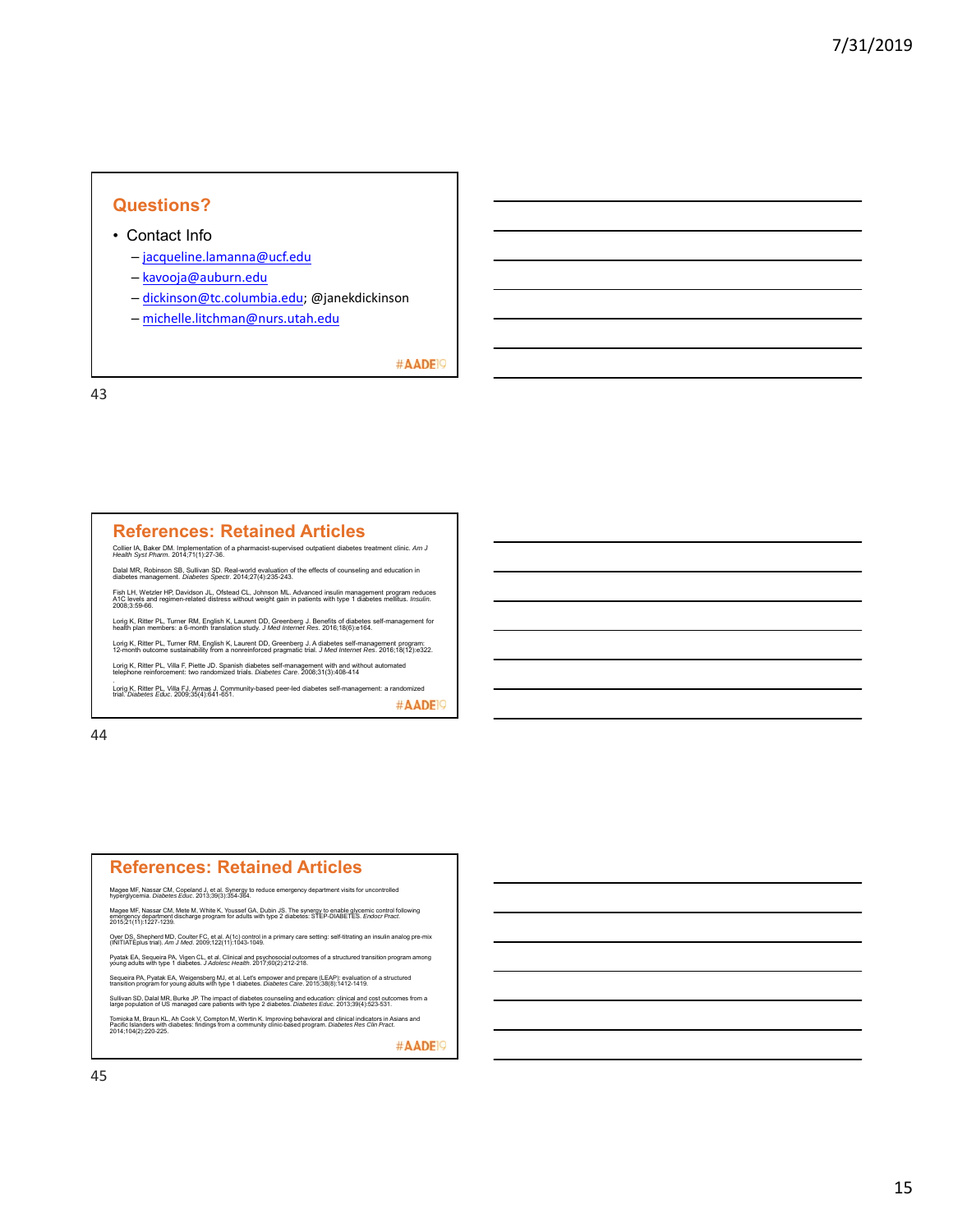## Questions?

- Contact Info
  - jacqueline.lamanna@ucf.edu
  - kavooja@auburn.edu
  - dickinson@tc.columbia.edu; @janekdickinson
  - michelle.litchman@nurs.utah.edu

#AADE19

## References: Retained Articles

Collier IA, Baker DM. Implementation of a pharmacist-supervised outpatient diabetes treatment clinic. *Am J Health Syst Pharm.* 2014;71(1):27-36.

Dalal MR, Robinson SB, Sullivan SD. Real-world evaluation of the effects of counseling and education in diabetes management. *Diabetes Spectr.* 2014;27(4):235-243.

Fish LH, Wetzler HP, Davidson JL, Ofstead CL, Johnson ML. Advanced insulin management program reduces A1C levels and regimen-related distress without weight gain in patients with type 1 diabetes mellitus. *Insulin.* 2008;3:59-66.

Lorig K, Ritter PL, Turner RM, English K, Laurent DD, Greenberg J. Benefits of diabetes self-management for health plan members: a 6-month translation study. *J Med Internet Res.* 2016;18(6):e164.

Lorig K, Ritter PL, Turner RM, English K, Laurent DD, Greenberg J. A diabetes self-management program: 12-month outcome sustainability from a nonreinforced pragmatic trial. *J Med Internet Res.* 2016;18(12):e322.

Lorig K, Ritter PL, Villa F, Piette JD. Spanish diabetes self-management with and without automated telephone reinforcement: two randomized trials. *Diabetes Care.* 2008;31(3):408-414

Lorig K, Ritter PL, Villa FJ, Armas J. Community-based peer-led diabetes self-management: a randomized trial. *Diabetes Educ.* 2009;35(4):641-651.

#AADE19

## References: Retained Articles

Magee MF, Nassar CM, Copeland J, et al. Synergy to reduce emergency department visits for uncontrolled hyperglycemia. *Diabetes Educ.* 2013;39(3):354-364.

Magee MF, Nassar CM, Mete M, White K, Youssef GA, Dubin JS. The synergy to enable glycemic control following emergency department discharge program for adults with type 2 diabetes: STEP-DIABETES. *Endocr Pract.* 2015;21(11):1227-1239.

Oyer DS, Shepherd MD, Coulter FC, et al. A(1c) control in a primary care setting: self-titrating an insulin analog pre-mix (INITIATEplus trial). *Am J Med.* 2009;122(11):1043-1049.

Pyatak EA, Sequeira PA, Vigen CL, et al. Clinical and psychosocial outcomes of a structured transition program among young adults with type 1 diabetes. *J Adolesc Health.* 2017;60(2):212-218.

Sequeira PA, Pyatak EA, Weigensberg MJ, et al. Let's empower and prepare (LEAP): evaluation of a structured transition program for young adults with type 1 diabetes. *Diabetes Care.* 2015;38(8):1412-1419.

Sullivan SD, Dalal MR, Burke JP. The impact of diabetes counseling and education: clinical and cost outcomes from a large population of US managed care patients with type 2 diabetes. *Diabetes Educ.* 2013;39(4):523-531.

Tomioka M, Braun KL, Ah Cook V, Compton M, Wertin K. Improving behavioral and clinical indicators in Asians and Pacific Islanders with diabetes: findings from a community clinic-based program. *Diabetes Res Clin Pract.* 2014;104(2):220-225.

#AADE19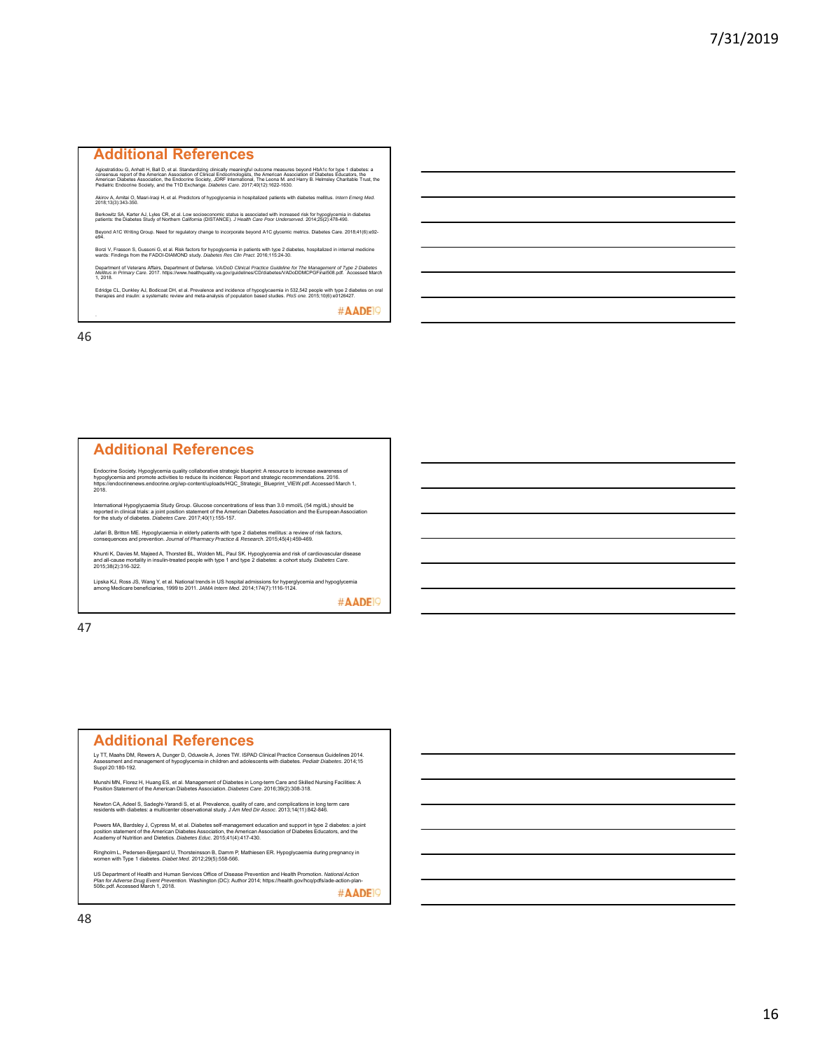## Additional References

Agiostratidou G, Anhalt H, Ball D, et al. Standardizing clinically meaningful outcome measures beyond HbA1c for type 1 diabetes: a consensus report of the American Association of Clinical Endocrinologists, the American Association of Diabetes Educators, the American Diabetes Association, the Endocrine Society, JDRF International, The Leona M. and Harry B. Helmsley Charitable Trust, the Pediatric Endocrine Society, and the T1D Exchange. *Diabetes Care*. 2017;40(12):1622-1630.

Akirov A, Amitai O, Masri-Iraqi H, et al. Predictors of hypoglycemia in hospitalized patients with diabetes mellitus. *Intern Emerg Med*. 2018;13(3):343-350.

Berkowitz SA, Karter AJ, Lyles CR, et al. Low socioeconomic status is associated with increased risk for hypoglycemia in diabetes patients: the Diabetes Study of Northern California (DISTANCE). *J Health Care Poor Underserved*. 2014;25(2):478-490.

Beyond A1C Writing Group. Need for regulatory change to incorporate beyond A1C glycemic metrics. Diabetes Care. 2018;41(6):e92-e94.

Borzi V, Frasson S, Gussoni G, et al. Risk factors for hypoglycemia in patients with type 2 diabetes, hospitalized in internal medicine wards: Findings from the FADOI-DIAMOND study. *Diabetes Res Clin Pract*. 2016;115:24-30.

Department of Veterans Affairs, Department of Defense. *VA/DoD Clinical Practice Guideline for The Management of Type 2 Diabetes Mellitus in Primary Care*. 2017. https://www.healthquality.va.gov/guidelines/CD/diabetes/VADoDDMCPGFinal508.pdf. Accessed March 1, 2018.

Edridge CL, Dunkley AJ, Bodicoat DH, et al. Prevalence and incidence of hypoglycaemia in 532,542 people with type 2 diabetes on oral therapies and insulin: a systematic review and meta-analysis of population based studies. *PloS one*. 2015;10(6):e0126427.

#AADE19

## Additional References

Endocrine Society. Hypoglycemia quality collaborative strategic blueprint: A resource to increase awareness of hypoglycemia and promote activities to reduce its incidence: Report and strategic recommendations. 2016. https://endocrinenews.endocrine.org/wp-content/uploads/HQC_Strategic_Blueprint_VIEW.pdf. Accessed March 1, 2018.

International Hypoglycaemia Study Group. Glucose concentrations of less than 3.0 mmol/L (54 mg/dL) should be reported in clinical trials: a joint position statement of the American Diabetes Association and the European Association for the study of diabetes. *Diabetes Care*. 2017;40(1):155-157.

Jafari B, Britton ME. Hypoglycaemia in elderly patients with type 2 diabetes mellitus: a review of risk factors, consequences and prevention. *Journal of Pharmacy Practice & Research*. 2015;45(4):459-469.

Khunti K, Davies M, Majeed A, Thorsted BL, Wolden ML, Paul SK. Hypoglycemia and risk of cardiovascular disease and all-cause mortality in insulin-treated people with type 1 and type 2 diabetes: a cohort study. *Diabetes Care*. 2015;38(2):316-322.

Lipska KJ, Ross JS, Wang Y, et al. National trends in US hospital admissions for hyperglycemia and hypoglycemia among Medicare beneficiaries, 1999 to 2011. *JAMA Intern Med*. 2014;174(7):1116-1124.

#AADE19

## Additional References

Ly TT, Maahs DM, Rewers A, Dunger D, Oduwole A, Jones TW. ISPAD Clinical Practice Consensus Guidelines 2014. Assessment and management of hypoglycemia in children and adolescents with diabetes. *Pediatr Diabetes*. 2014;15 Suppl 20:180-192.

Munshi MN, Florez H, Huang ES, et al. Management of Diabetes in Long-term Care and Skilled Nursing Facilities: A Position Statement of the American Diabetes Association. *Diabetes Care*. 2016;39(2):308-318.

Newton CA, Adeel S, Sadeghi-Yarandi S, et al. Prevalence, quality of care, and complications in long term care residents with diabetes: a multicenter observational study. *J Am Med Dir Assoc*. 2013;14(11):842-846.

Powers MA, Bardsley J, Cypress M, et al. Diabetes self-management education and support in type 2 diabetes: a joint position statement of the American Diabetes Association, the American Association of Diabetes Educators, and the Academy of Nutrition and Dietetics. *Diabetes Educ*. 2015;41(4):417-430.

Ringholm L, Pedersen-Bjergaard U, Thorsteinsson B, Damm P, Mathiesen ER. Hypoglycaemia during pregnancy in women with Type 1 diabetes. *Diabet Med*. 2012;29(5):558-566.

US Department of Health and Human Services Office of Disease Prevention and Health Promotion. *National Action Plan for Adverse Drug Event Prevention*. Washington (DC): Author 2014; https://health.gov/hcq/pdfs/ade-action-plan-508c.pdf. Accessed March 1, 2018.

#AADE19